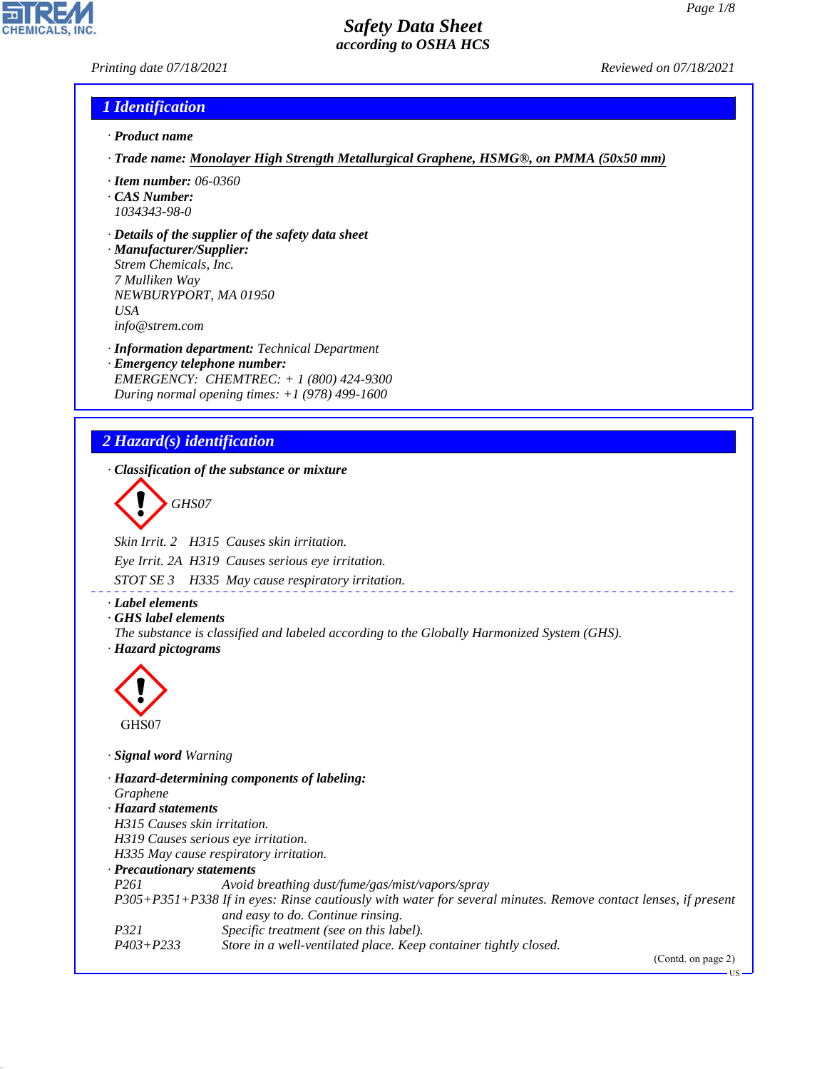# Safety Data Sheet

*according to OSHA HCS*

Printing date 07/18/2021 Reviewed on 07/18/2021

## 1 Identification

· **Product name**

· **Trade name:** Monolayer High Strength Metallurgical Graphene, HSMG®, on PMMA (50x50 mm)

· **Item number:** 06-0360

· **CAS Number:**
1034343-98-0

· **Details of the supplier of the safety data sheet**

· **Manufacturer/Supplier:**
Strem Chemicals, Inc.
7 Mulliken Way
NEWBURYPORT, MA 01950
USA
info@strem.com

· **Information department:** Technical Department

· **Emergency telephone number:**
EMERGENCY: CHEMTREC: + 1 (800) 424-9300
During normal opening times: +1 (978) 499-1600

## 2 Hazard(s) identification

· **Classification of the substance or mixture**

GHS07

| | | |
|---|---|---|
| Skin Irrit. 2 | H315 | Causes skin irritation. |
| Eye Irrit. 2A | H319 | Causes serious eye irritation. |
| STOT SE 3 | H335 | May cause respiratory irritation. |

· **Label elements**

· **GHS label elements**
The substance is classified and labeled according to the Globally Harmonized System (GHS).

· **Hazard pictograms**

GHS07

· **Signal word** Warning

· **Hazard-determining components of labeling:**
Graphene

· **Hazard statements**
H315 Causes skin irritation.
H319 Causes serious eye irritation.
H335 May cause respiratory irritation.

· **Precautionary statements**

| | |
|---|---|
| P261 | Avoid breathing dust/fume/gas/mist/vapors/spray |
| P305+P351+P338 | If in eyes: Rinse cautiously with water for several minutes. Remove contact lenses, if present and easy to do. Continue rinsing. |
| P321 | Specific treatment (see on this label). |
| P403+P233 | Store in a well-ventilated place. Keep container tightly closed. |

(Contd. on page 2)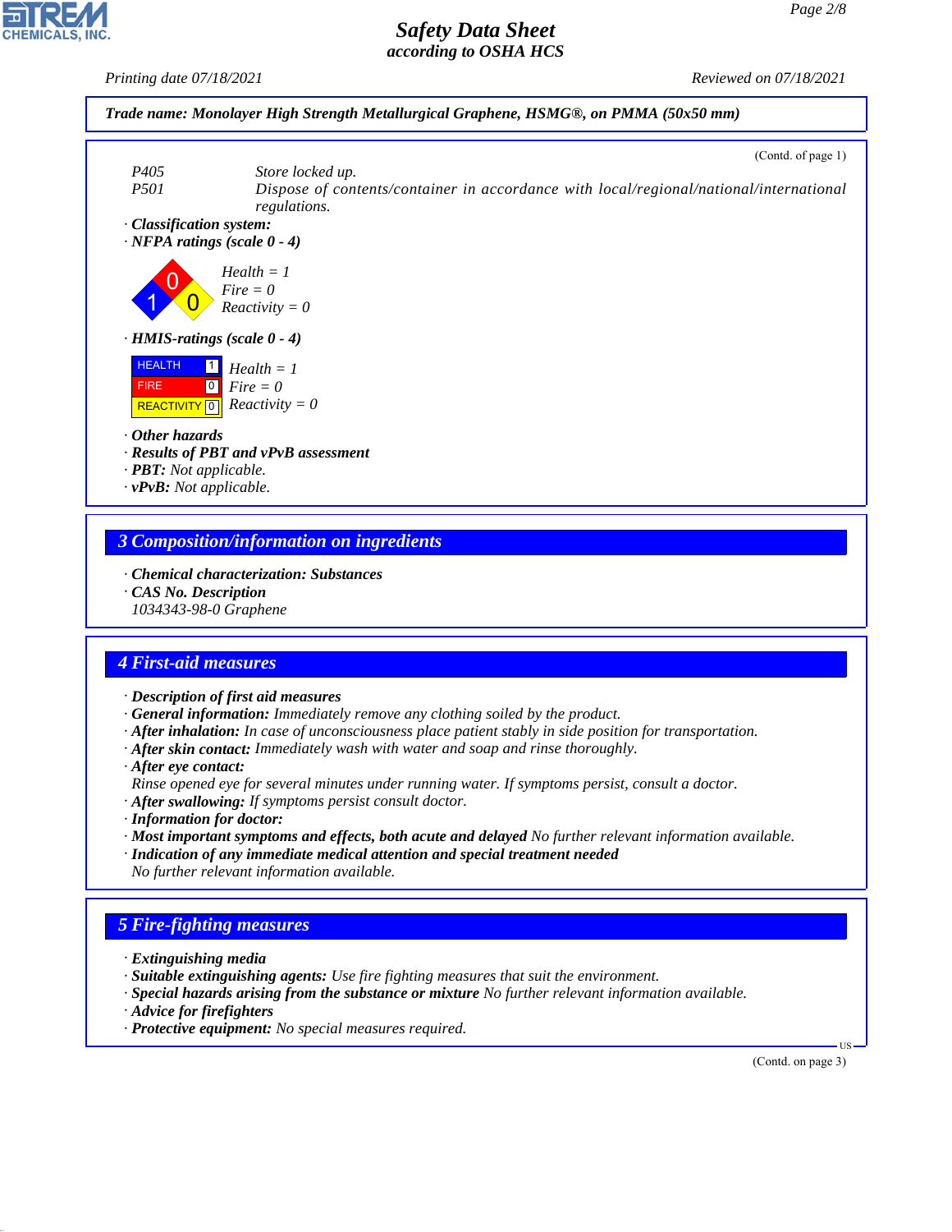Trade name: Monolayer High Strength Metallurgical Graphene, HSMG®, on PMMA (50x50 mm)

(Contd. of page 1)

P405 Store locked up.
P501 Dispose of contents/container in accordance with local/regional/national/international regulations.

· **Classification system:**
· **NFPA ratings (scale 0 - 4)**

Health = 1
Fire = 0
Reactivity = 0

· **HMIS-ratings (scale 0 - 4)**

| | | |
|---|---|---|
| HEALTH | 1 | Health = 1 |
| FIRE | 0 | Fire = 0 |
| REACTIVITY | 0 | Reactivity = 0 |

· **Other hazards**
· **Results of PBT and vPvB assessment**
· **PBT:** Not applicable.
· **vPvB:** Not applicable.

## 3 Composition/information on ingredients

· **Chemical characterization: Substances**
· **CAS No. Description**
1034343-98-0 Graphene

## 4 First-aid measures

· **Description of first aid measures**
· **General information:** Immediately remove any clothing soiled by the product.
· **After inhalation:** In case of unconsciousness place patient stably in side position for transportation.
· **After skin contact:** Immediately wash with water and soap and rinse thoroughly.
· **After eye contact:**
Rinse opened eye for several minutes under running water. If symptoms persist, consult a doctor.
· **After swallowing:** If symptoms persist consult doctor.
· **Information for doctor:**
· **Most important symptoms and effects, both acute and delayed** No further relevant information available.
· **Indication of any immediate medical attention and special treatment needed**
No further relevant information available.

## 5 Fire-fighting measures

· **Extinguishing media**
· **Suitable extinguishing agents:** Use fire fighting measures that suit the environment.
· **Special hazards arising from the substance or mixture** No further relevant information available.
· **Advice for firefighters**
· **Protective equipment:** No special measures required.

(Contd. on page 3)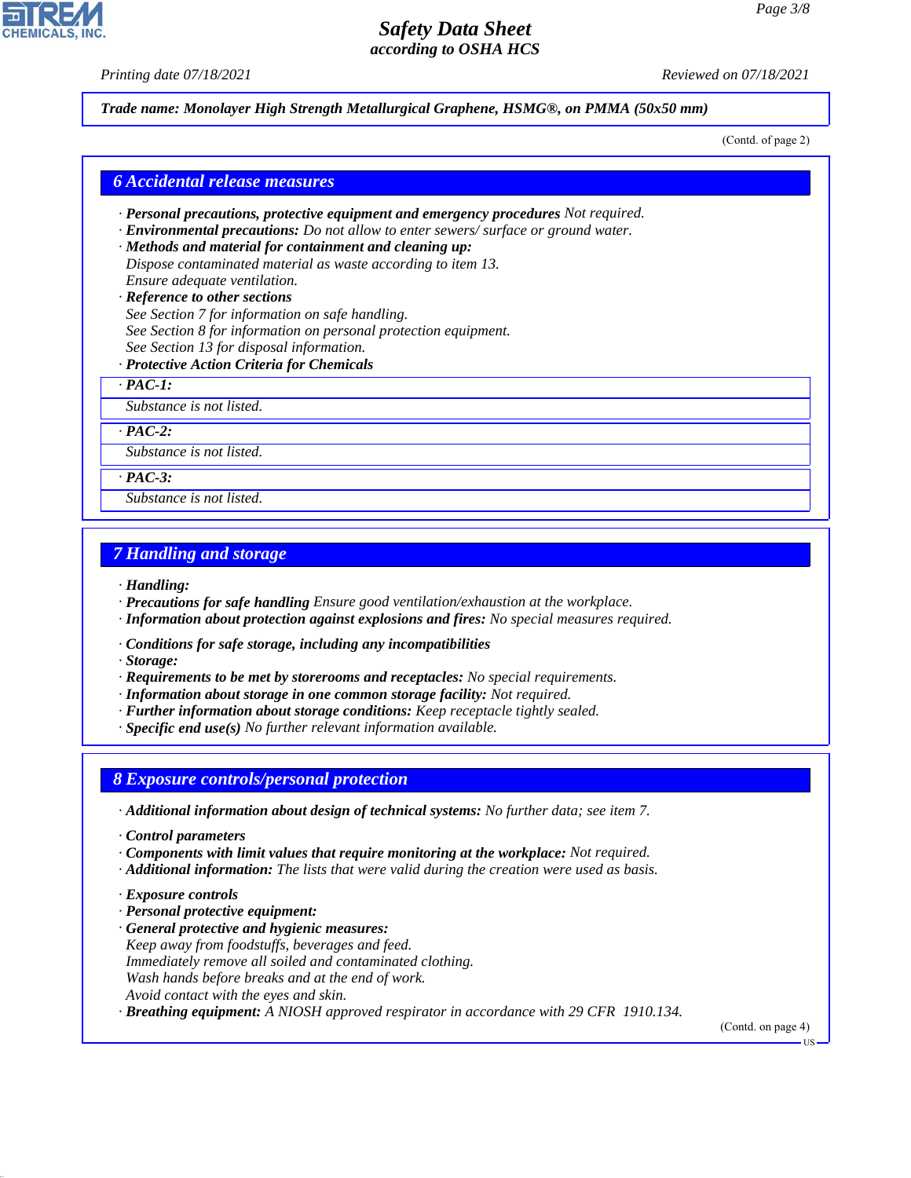*Trade name: Monolayer High Strength Metallurgical Graphene, HSMG®, on PMMA (50x50 mm)*

(Contd. of page 2)

## 6 Accidental release measures

· **Personal precautions, protective equipment and emergency procedures** Not required.
· **Environmental precautions:** Do not allow to enter sewers/ surface or ground water.
· **Methods and material for containment and cleaning up:**
Dispose contaminated material as waste according to item 13.
Ensure adequate ventilation.
· **Reference to other sections**
See Section 7 for information on safe handling.
See Section 8 for information on personal protection equipment.
See Section 13 for disposal information.
· **Protective Action Criteria for Chemicals**

· **PAC-1:**
Substance is not listed.

· **PAC-2:**
Substance is not listed.

· **PAC-3:**
Substance is not listed.

## 7 Handling and storage

· **Handling:**
· **Precautions for safe handling** Ensure good ventilation/exhaustion at the workplace.
· **Information about protection against explosions and fires:** No special measures required.

· **Conditions for safe storage, including any incompatibilities**
· **Storage:**
· **Requirements to be met by storerooms and receptacles:** No special requirements.
· **Information about storage in one common storage facility:** Not required.
· **Further information about storage conditions:** Keep receptacle tightly sealed.
· **Specific end use(s)** No further relevant information available.

## 8 Exposure controls/personal protection

· **Additional information about design of technical systems:** No further data; see item 7.

· **Control parameters**
· **Components with limit values that require monitoring at the workplace:** Not required.
· **Additional information:** The lists that were valid during the creation were used as basis.

· **Exposure controls**
· **Personal protective equipment:**
· **General protective and hygienic measures:**
Keep away from foodstuffs, beverages and feed.
Immediately remove all soiled and contaminated clothing.
Wash hands before breaks and at the end of work.
Avoid contact with the eyes and skin.
· **Breathing equipment:** A NIOSH approved respirator in accordance with 29 CFR 1910.134.

(Contd. on page 4)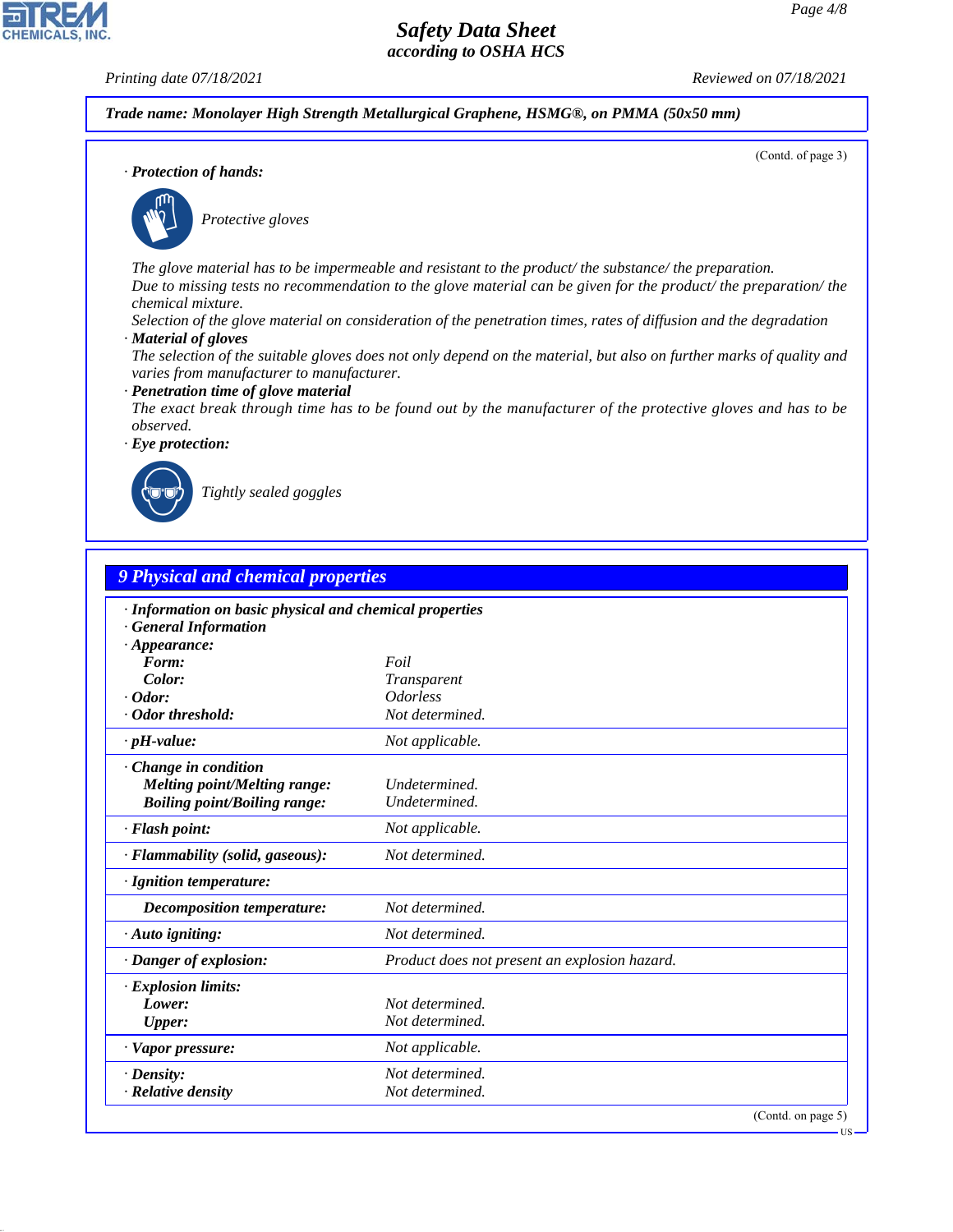**Trade name: Monolayer High Strength Metallurgical Graphene, HSMG®, on PMMA (50x50 mm)**

(Contd. of page 3)

· **Protection of hands:**

Protective gloves

The glove material has to be impermeable and resistant to the product/ the substance/ the preparation.
Due to missing tests no recommendation to the glove material can be given for the product/ the preparation/ the chemical mixture.
Selection of the glove material on consideration of the penetration times, rates of diffusion and the degradation

· **Material of gloves**
The selection of the suitable gloves does not only depend on the material, but also on further marks of quality and varies from manufacturer to manufacturer.

· **Penetration time of glove material**
The exact break through time has to be found out by the manufacturer of the protective gloves and has to be observed.

· **Eye protection:**

Tightly sealed goggles

## 9 Physical and chemical properties

| | |
|---|---|
| · **Information on basic physical and chemical properties** | |
| · **General Information** | |
| · **Appearance:** | |
| **Form:** | Foil |
| **Color:** | Transparent |
| · **Odor:** | Odorless |
| · **Odor threshold:** | Not determined. |
| · **pH-value:** | Not applicable. |
| · **Change in condition** | |
| **Melting point/Melting range:** | Undetermined. |
| **Boiling point/Boiling range:** | Undetermined. |
| · **Flash point:** | Not applicable. |
| · **Flammability (solid, gaseous):** | Not determined. |
| · **Ignition temperature:** | |
| **Decomposition temperature:** | Not determined. |
| · **Auto igniting:** | Not determined. |
| · **Danger of explosion:** | Product does not present an explosion hazard. |
| · **Explosion limits:** | |
| **Lower:** | Not determined. |
| **Upper:** | Not determined. |
| · **Vapor pressure:** | Not applicable. |
| · **Density:** | Not determined. |
| · **Relative density** | Not determined. |

(Contd. on page 5)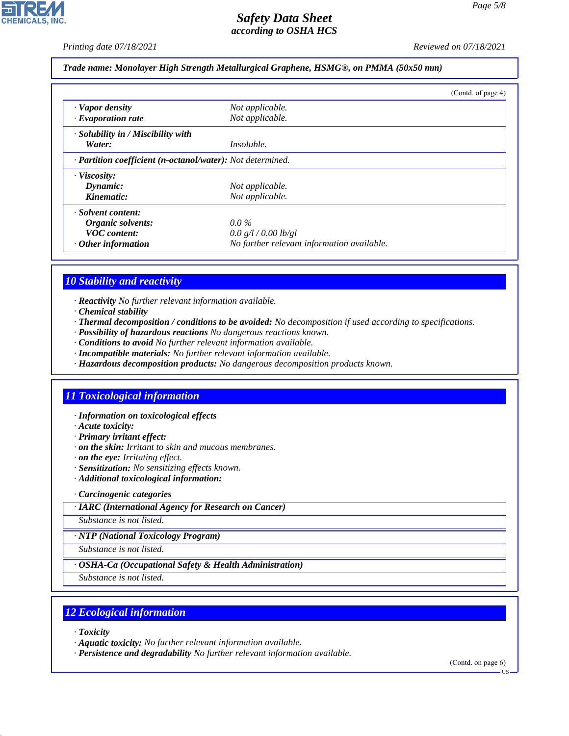**Trade name: Monolayer High Strength Metallurgical Graphene, HSMG®, on PMMA (50x50 mm)**

(Contd. of page 4)

| | |
|---|---|
| · **Vapor density** | Not applicable. |
| · **Evaporation rate** | Not applicable. |
| · **Solubility in / Miscibility with** | |
| **Water:** | Insoluble. |
| · **Partition coefficient (n-octanol/water):** | Not determined. |
| · **Viscosity:** | |
| **Dynamic:** | Not applicable. |
| **Kinematic:** | Not applicable. |
| · **Solvent content:** | |
| **Organic solvents:** | 0.0 % |
| **VOC content:** | 0.0 g/l / 0.00 lb/gl |
| · **Other information** | No further relevant information available. |

## 10 Stability and reactivity

- · **Reactivity** No further relevant information available.
- · **Chemical stability**
- · **Thermal decomposition / conditions to be avoided:** No decomposition if used according to specifications.
- · **Possibility of hazardous reactions** No dangerous reactions known.
- · **Conditions to avoid** No further relevant information available.
- · **Incompatible materials:** No further relevant information available.
- · **Hazardous decomposition products:** No dangerous decomposition products known.

## 11 Toxicological information

- · **Information on toxicological effects**
- · **Acute toxicity:**
- · **Primary irritant effect:**
- · **on the skin:** Irritant to skin and mucous membranes.
- · **on the eye:** Irritating effect.
- · **Sensitization:** No sensitizing effects known.
- · **Additional toxicological information:**

· **Carcinogenic categories**

| · **IARC (International Agency for Research on Cancer)** |
|---|
| Substance is not listed. |

| · **NTP (National Toxicology Program)** |
|---|
| Substance is not listed. |

| · **OSHA-Ca (Occupational Safety & Health Administration)** |
|---|
| Substance is not listed. |

## 12 Ecological information

- · **Toxicity**
- · **Aquatic toxicity:** No further relevant information available.
- · **Persistence and degradability** No further relevant information available.

(Contd. on page 6)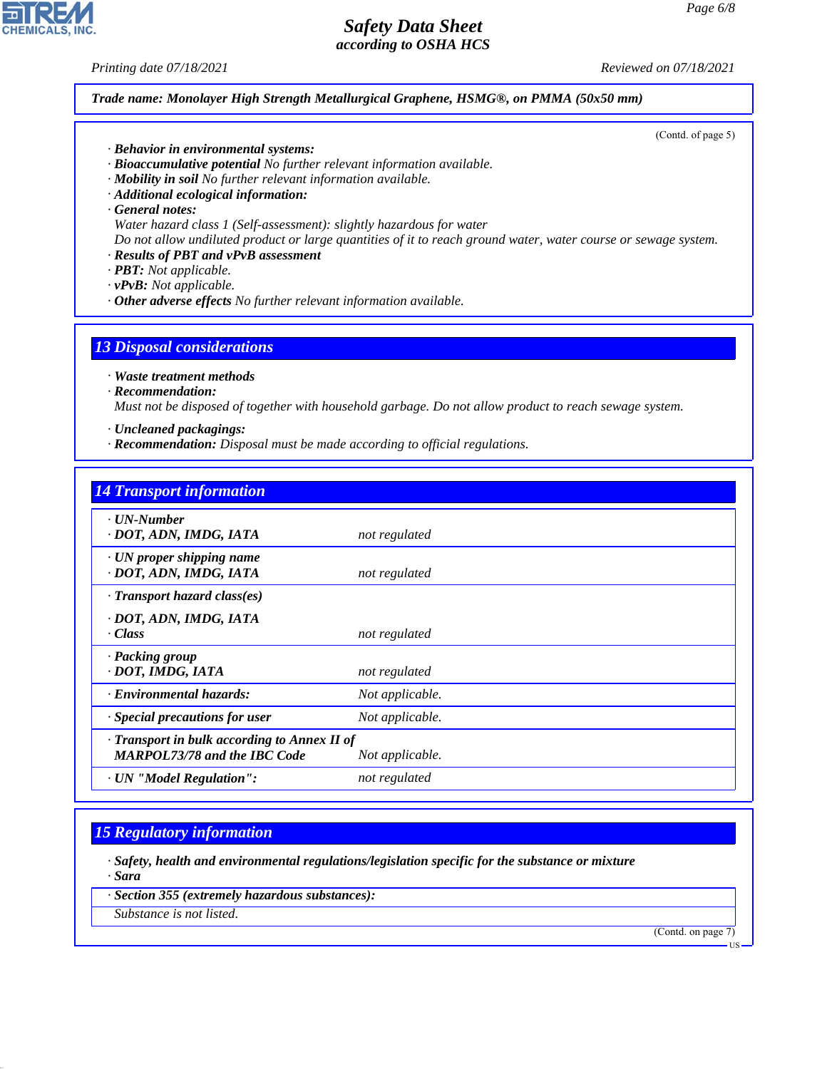*Trade name: Monolayer High Strength Metallurgical Graphene, HSMG®, on PMMA (50x50 mm)*

(Contd. of page 5)

· **Behavior in environmental systems:**
· **Bioaccumulative potential** No further relevant information available.
· **Mobility in soil** No further relevant information available.
· **Additional ecological information:**
· **General notes:**
Water hazard class 1 (Self-assessment): slightly hazardous for water
Do not allow undiluted product or large quantities of it to reach ground water, water course or sewage system.
· **Results of PBT and vPvB assessment**
· **PBT:** Not applicable.
· **vPvB:** Not applicable.
· **Other adverse effects** No further relevant information available.

## 13 Disposal considerations

· **Waste treatment methods**
· **Recommendation:**
Must not be disposed of together with household garbage. Do not allow product to reach sewage system.

· **Uncleaned packagings:**
· **Recommendation:** Disposal must be made according to official regulations.

## 14 Transport information

| | |
|---|---|
| · **UN-Number**<br>· **DOT, ADN, IMDG, IATA** | not regulated |
| · **UN proper shipping name**<br>· **DOT, ADN, IMDG, IATA** | not regulated |
| · **Transport hazard class(es)**<br>· **DOT, ADN, IMDG, IATA**<br>· **Class** | not regulated |
| · **Packing group**<br>· **DOT, IMDG, IATA** | not regulated |
| · **Environmental hazards:** | Not applicable. |
| · **Special precautions for user** | Not applicable. |
| · **Transport in bulk according to Annex II of MARPOL73/78 and the IBC Code** | Not applicable. |
| · **UN "Model Regulation":** | not regulated |

## 15 Regulatory information

· **Safety, health and environmental regulations/legislation specific for the substance or mixture**
· **Sara**

· **Section 355 (extremely hazardous substances):**
Substance is not listed.

(Contd. on page 7)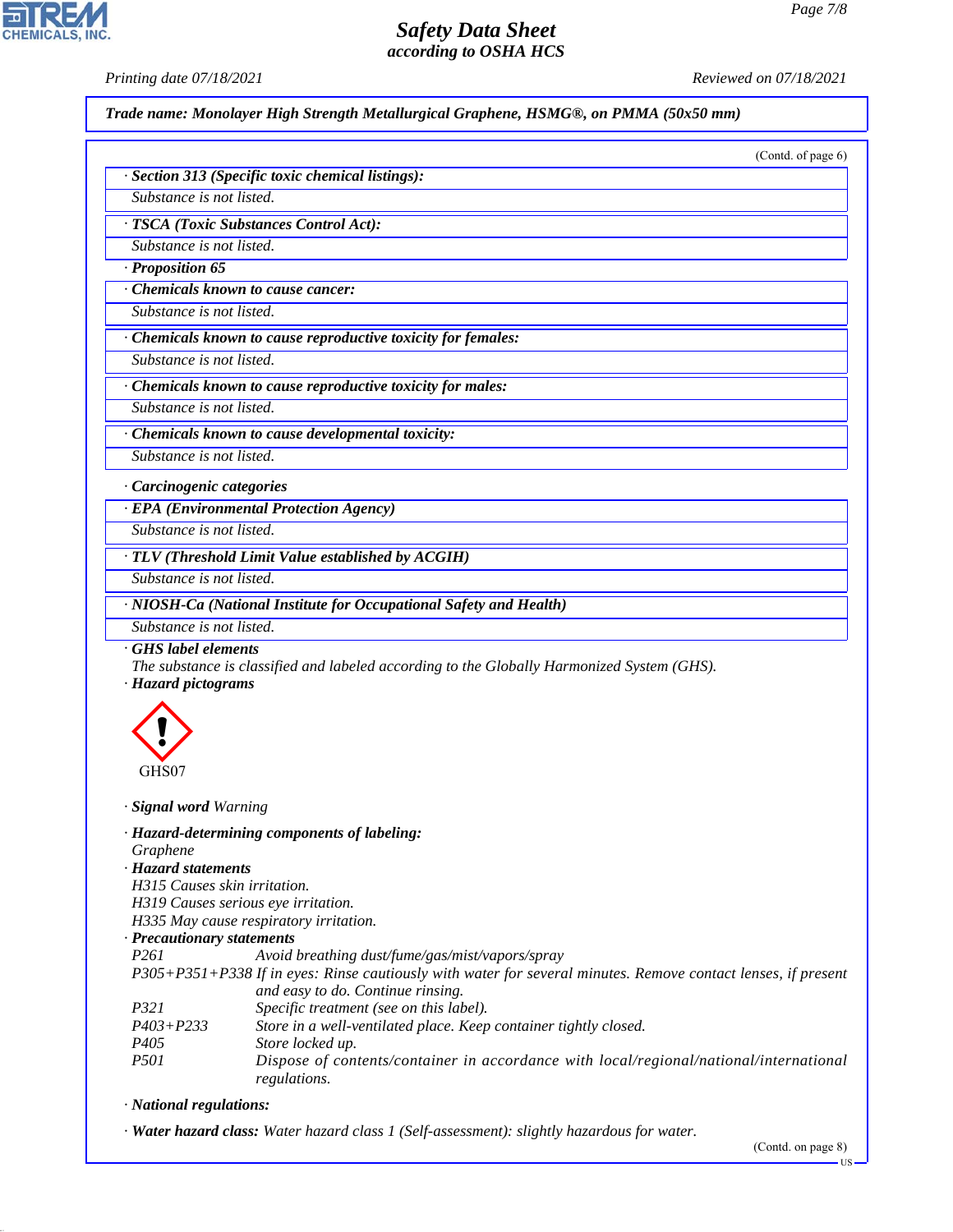*Trade name: Monolayer High Strength Metallurgical Graphene, HSMG®, on PMMA (50x50 mm)*

(Contd. of page 6)

**· Section 313 (Specific toxic chemical listings):**

Substance is not listed.

**· TSCA (Toxic Substances Control Act):**

Substance is not listed.

**· Proposition 65**

**· Chemicals known to cause cancer:**

Substance is not listed.

**· Chemicals known to cause reproductive toxicity for females:**

Substance is not listed.

**· Chemicals known to cause reproductive toxicity for males:**

Substance is not listed.

**· Chemicals known to cause developmental toxicity:**

Substance is not listed.

**· Carcinogenic categories**

**· EPA (Environmental Protection Agency)**

Substance is not listed.

**· TLV (Threshold Limit Value established by ACGIH)**

Substance is not listed.

**· NIOSH-Ca (National Institute for Occupational Safety and Health)**

Substance is not listed.

**· GHS label elements**

The substance is classified and labeled according to the Globally Harmonized System (GHS).

**· Hazard pictograms**

GHS07

**· Signal word** Warning

**· Hazard-determining components of labeling:**

Graphene

**· Hazard statements**

H315 Causes skin irritation.
H319 Causes serious eye irritation.
H335 May cause respiratory irritation.

**· Precautionary statements**

| | |
|---|---|
| P261 | Avoid breathing dust/fume/gas/mist/vapors/spray |
| P305+P351+P338 | If in eyes: Rinse cautiously with water for several minutes. Remove contact lenses, if present and easy to do. Continue rinsing. |
| P321 | Specific treatment (see on this label). |
| P403+P233 | Store in a well-ventilated place. Keep container tightly closed. |
| P405 | Store locked up. |
| P501 | Dispose of contents/container in accordance with local/regional/national/international regulations. |

**· National regulations:**

**· Water hazard class:** Water hazard class 1 (Self-assessment): slightly hazardous for water.

(Contd. on page 8)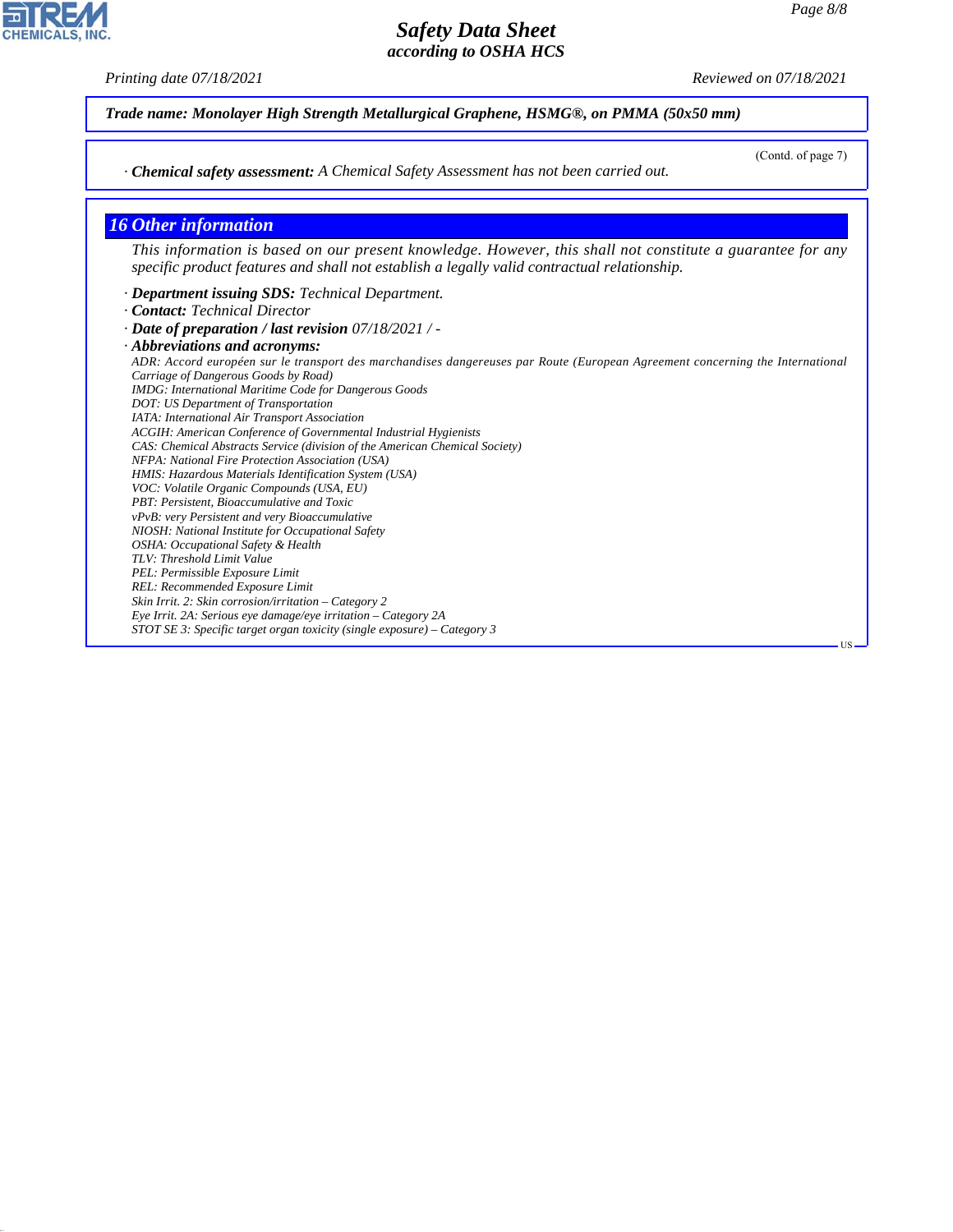**Trade name: Monolayer High Strength Metallurgical Graphene, HSMG®, on PMMA (50x50 mm)**

(Contd. of page 7)

· **Chemical safety assessment:** A Chemical Safety Assessment has not been carried out.

## 16 Other information

This information is based on our present knowledge. However, this shall not constitute a guarantee for any specific product features and shall not establish a legally valid contractual relationship.

· **Department issuing SDS:** Technical Department.
· **Contact:** Technical Director
· **Date of preparation / last revision** 07/18/2021 / -
· **Abbreviations and acronyms:**
ADR: Accord européen sur le transport des marchandises dangereuses par Route (European Agreement concerning the International Carriage of Dangerous Goods by Road)
IMDG: International Maritime Code for Dangerous Goods
DOT: US Department of Transportation
IATA: International Air Transport Association
ACGIH: American Conference of Governmental Industrial Hygienists
CAS: Chemical Abstracts Service (division of the American Chemical Society)
NFPA: National Fire Protection Association (USA)
HMIS: Hazardous Materials Identification System (USA)
VOC: Volatile Organic Compounds (USA, EU)
PBT: Persistent, Bioaccumulative and Toxic
vPvB: very Persistent and very Bioaccumulative
NIOSH: National Institute for Occupational Safety
OSHA: Occupational Safety & Health
TLV: Threshold Limit Value
PEL: Permissible Exposure Limit
REL: Recommended Exposure Limit
Skin Irrit. 2: Skin corrosion/irritation – Category 2
Eye Irrit. 2A: Serious eye damage/eye irritation – Category 2A
STOT SE 3: Specific target organ toxicity (single exposure) – Category 3